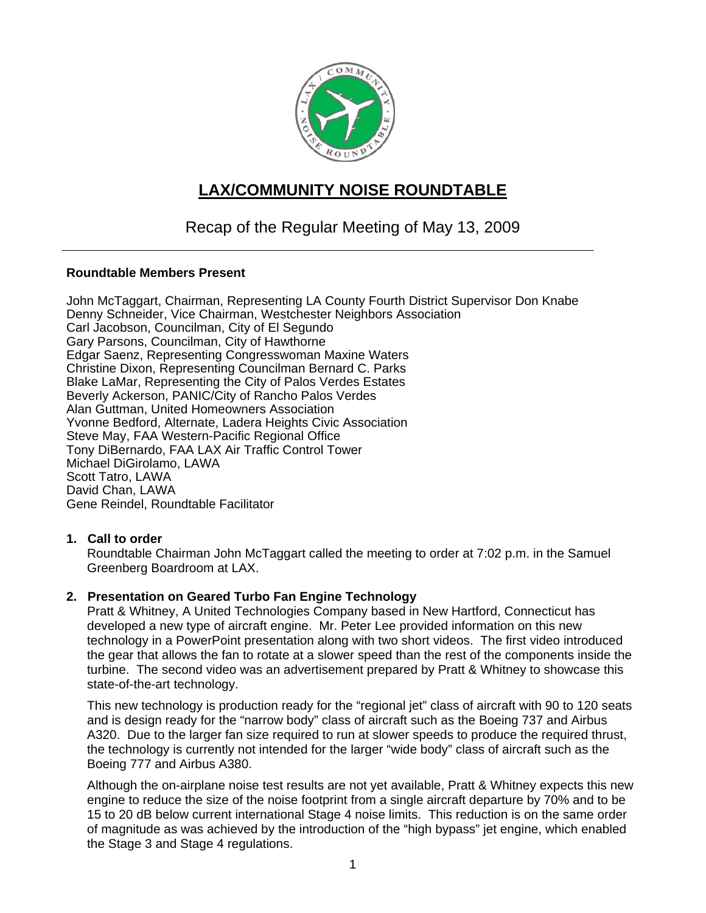# LAX/COMMUNITY NOISE ROUNDTABLE

## Recap of the Regular Meeting of May 13, 2009

---

**Roundtable Members Present**

John McTaggart, Chairman, Representing LA County Fourth District Supervisor Don Knabe
Denny Schneider, Vice Chairman, Westchester Neighbors Association
Carl Jacobson, Councilman, City of El Segundo
Gary Parsons, Councilman, City of Hawthorne
Edgar Saenz, Representing Congresswoman Maxine Waters
Christine Dixon, Representing Councilman Bernard C. Parks
Blake LaMar, Representing the City of Palos Verdes Estates
Beverly Ackerson, PANIC/City of Rancho Palos Verdes
Alan Guttman, United Homeowners Association
Yvonne Bedford, Alternate, Ladera Heights Civic Association
Steve May, FAA Western-Pacific Regional Office
Tony DiBernardo, FAA LAX Air Traffic Control Tower
Michael DiGirolamo, LAWA
Scott Tatro, LAWA
David Chan, LAWA
Gene Reindel, Roundtable Facilitator

1. **Call to order**
   Roundtable Chairman John McTaggart called the meeting to order at 7:02 p.m. in the Samuel Greenberg Boardroom at LAX.

2. **Presentation on Geared Turbo Fan Engine Technology**
   Pratt & Whitney, A United Technologies Company based in New Hartford, Connecticut has developed a new type of aircraft engine. Mr. Peter Lee provided information on this new technology in a PowerPoint presentation along with two short videos. The first video introduced the gear that allows the fan to rotate at a slower speed than the rest of the components inside the turbine. The second video was an advertisement prepared by Pratt & Whitney to showcase this state-of-the-art technology.

   This new technology is production ready for the "regional jet" class of aircraft with 90 to 120 seats and is design ready for the "narrow body" class of aircraft such as the Boeing 737 and Airbus A320. Due to the larger fan size required to run at slower speeds to produce the required thrust, the technology is currently not intended for the larger "wide body" class of aircraft such as the Boeing 777 and Airbus A380.

   Although the on-airplane noise test results are not yet available, Pratt & Whitney expects this new engine to reduce the size of the noise footprint from a single aircraft departure by 70% and to be 15 to 20 dB below current international Stage 4 noise limits. This reduction is on the same order of magnitude as was achieved by the introduction of the "high bypass" jet engine, which enabled the Stage 3 and Stage 4 regulations.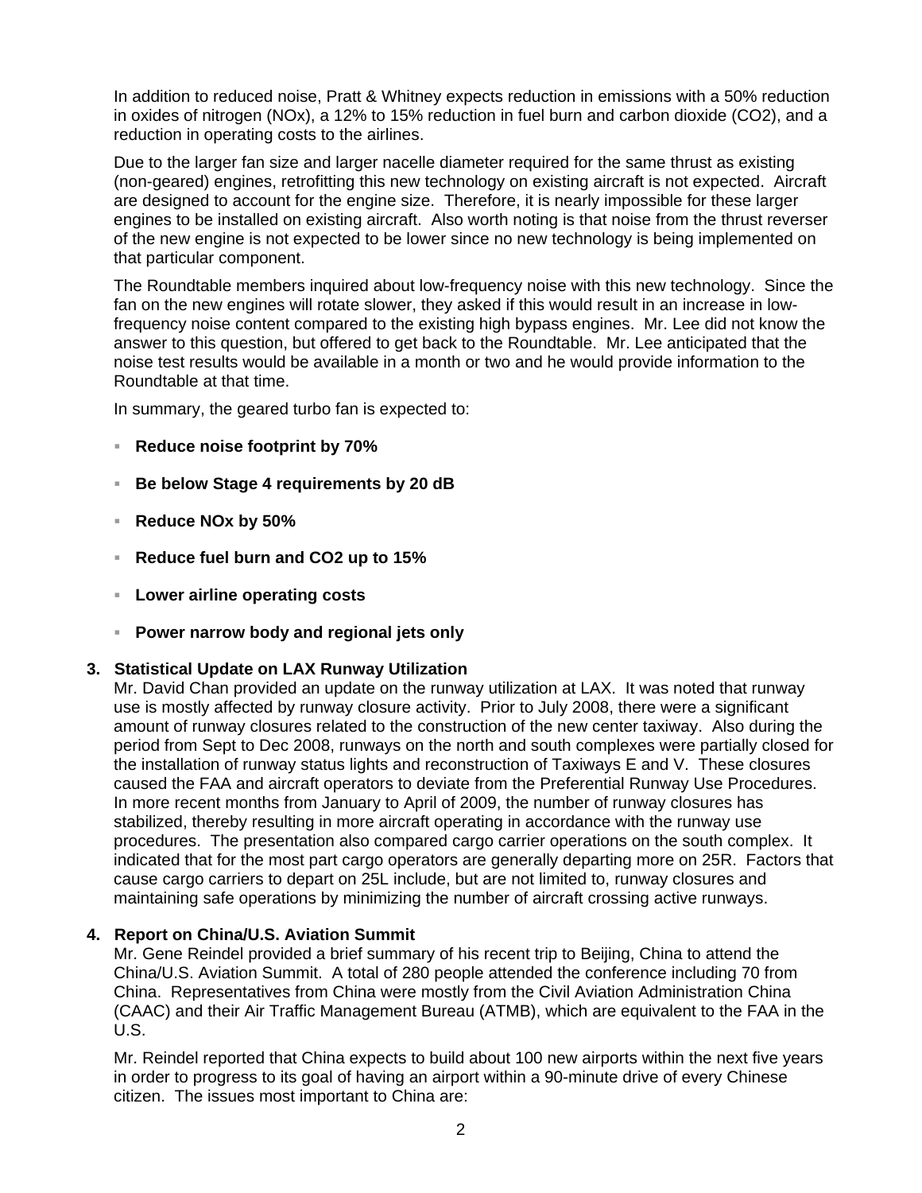In addition to reduced noise, Pratt & Whitney expects reduction in emissions with a 50% reduction in oxides of nitrogen ($NO_x$), a 12% to 15% reduction in fuel burn and carbon dioxide ($CO_2$), and a reduction in operating costs to the airlines.

Due to the larger fan size and larger nacelle diameter required for the same thrust as existing (non-geared) engines, retrofitting this new technology on existing aircraft is not expected. Aircraft are designed to account for the engine size. Therefore, it is nearly impossible for these larger engines to be installed on existing aircraft. Also worth noting is that noise from the thrust reverser of the new engine is not expected to be lower since no new technology is being implemented on that particular component.

The Roundtable members inquired about low-frequency noise with this new technology. Since the fan on the new engines will rotate slower, they asked if this would result in an increase in low-frequency noise content compared to the existing high bypass engines. Mr. Lee did not know the answer to this question, but offered to get back to the Roundtable. Mr. Lee anticipated that the noise test results would be available in a month or two and he would provide information to the Roundtable at that time.

In summary, the geared turbo fan is expected to:

- **Reduce noise footprint by 70%**
- **Be below Stage 4 requirements by 20 dB**
- **Reduce $NO_x$ by 50%**
- **Reduce fuel burn and $CO_2$ up to 15%**
- **Lower airline operating costs**
- **Power narrow body and regional jets only**

**3. Statistical Update on LAX Runway Utilization**

Mr. David Chan provided an update on the runway utilization at LAX. It was noted that runway use is mostly affected by runway closure activity. Prior to July 2008, there were a significant amount of runway closures related to the construction of the new center taxiway. Also during the period from Sept to Dec 2008, runways on the north and south complexes were partially closed for the installation of runway status lights and reconstruction of Taxiways E and V. These closures caused the FAA and aircraft operators to deviate from the Preferential Runway Use Procedures. In more recent months from January to April of 2009, the number of runway closures has stabilized, thereby resulting in more aircraft operating in accordance with the runway use procedures. The presentation also compared cargo carrier operations on the south complex. It indicated that for the most part cargo operators are generally departing more on 25R. Factors that cause cargo carriers to depart on 25L include, but are not limited to, runway closures and maintaining safe operations by minimizing the number of aircraft crossing active runways.

**4. Report on China/U.S. Aviation Summit**

Mr. Gene Reindel provided a brief summary of his recent trip to Beijing, China to attend the China/U.S. Aviation Summit. A total of 280 people attended the conference including 70 from China. Representatives from China were mostly from the Civil Aviation Administration China (CAAC) and their Air Traffic Management Bureau (ATMB), which are equivalent to the FAA in the U.S.

Mr. Reindel reported that China expects to build about 100 new airports within the next five years in order to progress to its goal of having an airport within a 90-minute drive of every Chinese citizen. The issues most important to China are: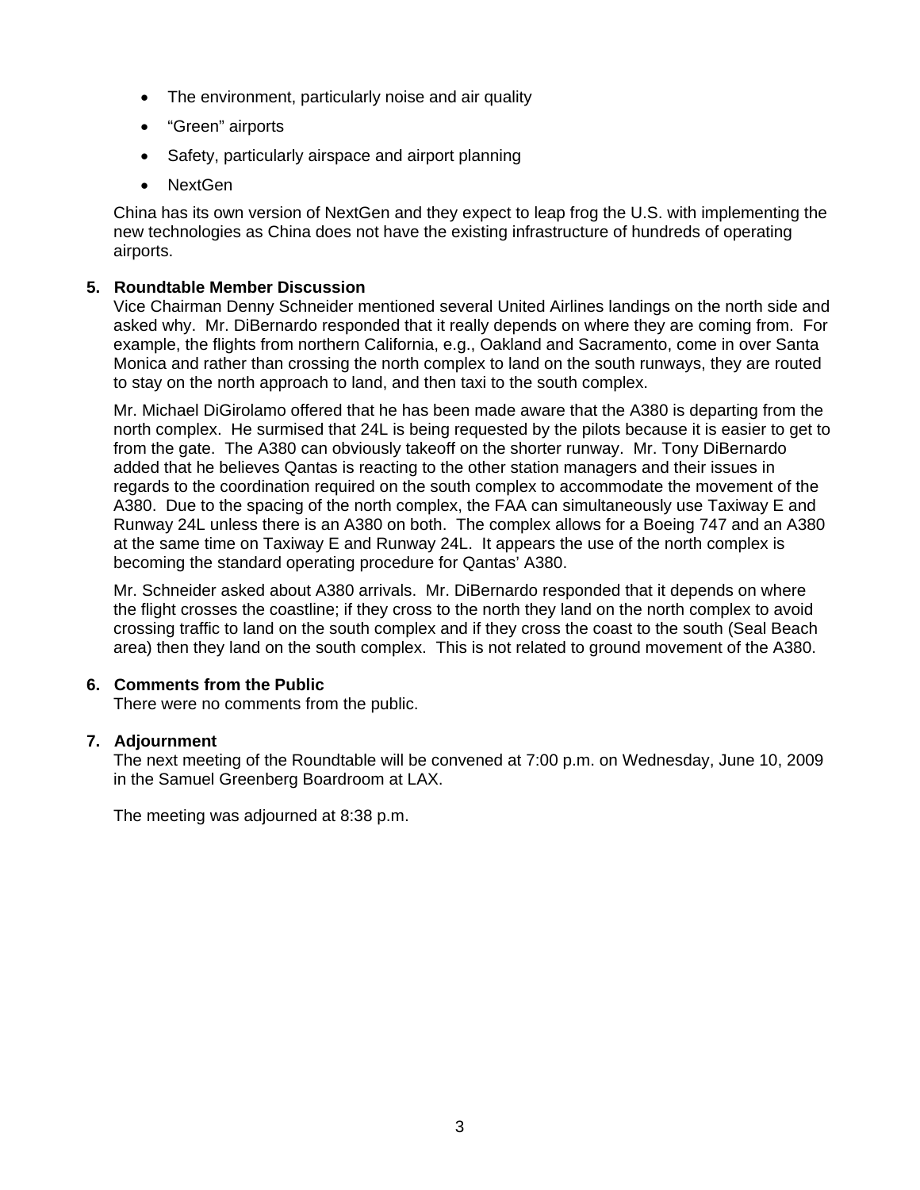- The environment, particularly noise and air quality
- "Green" airports
- Safety, particularly airspace and airport planning
- NextGen

China has its own version of NextGen and they expect to leap frog the U.S. with implementing the new technologies as China does not have the existing infrastructure of hundreds of operating airports.

**5. Roundtable Member Discussion**

Vice Chairman Denny Schneider mentioned several United Airlines landings on the north side and asked why. Mr. DiBernardo responded that it really depends on where they are coming from. For example, the flights from northern California, e.g., Oakland and Sacramento, come in over Santa Monica and rather than crossing the north complex to land on the south runways, they are routed to stay on the north approach to land, and then taxi to the south complex.

Mr. Michael DiGirolamo offered that he has been made aware that the A380 is departing from the north complex. He surmised that 24L is being requested by the pilots because it is easier to get to from the gate. The A380 can obviously takeoff on the shorter runway. Mr. Tony DiBernardo added that he believes Qantas is reacting to the other station managers and their issues in regards to the coordination required on the south complex to accommodate the movement of the A380. Due to the spacing of the north complex, the FAA can simultaneously use Taxiway E and Runway 24L unless there is an A380 on both. The complex allows for a Boeing 747 and an A380 at the same time on Taxiway E and Runway 24L. It appears the use of the north complex is becoming the standard operating procedure for Qantas' A380.

Mr. Schneider asked about A380 arrivals. Mr. DiBernardo responded that it depends on where the flight crosses the coastline; if they cross to the north they land on the north complex to avoid crossing traffic to land on the south complex and if they cross the coast to the south (Seal Beach area) then they land on the south complex. This is not related to ground movement of the A380.

**6. Comments from the Public**

There were no comments from the public.

**7. Adjournment**

The next meeting of the Roundtable will be convened at 7:00 p.m. on Wednesday, June 10, 2009 in the Samuel Greenberg Boardroom at LAX.

The meeting was adjourned at 8:38 p.m.